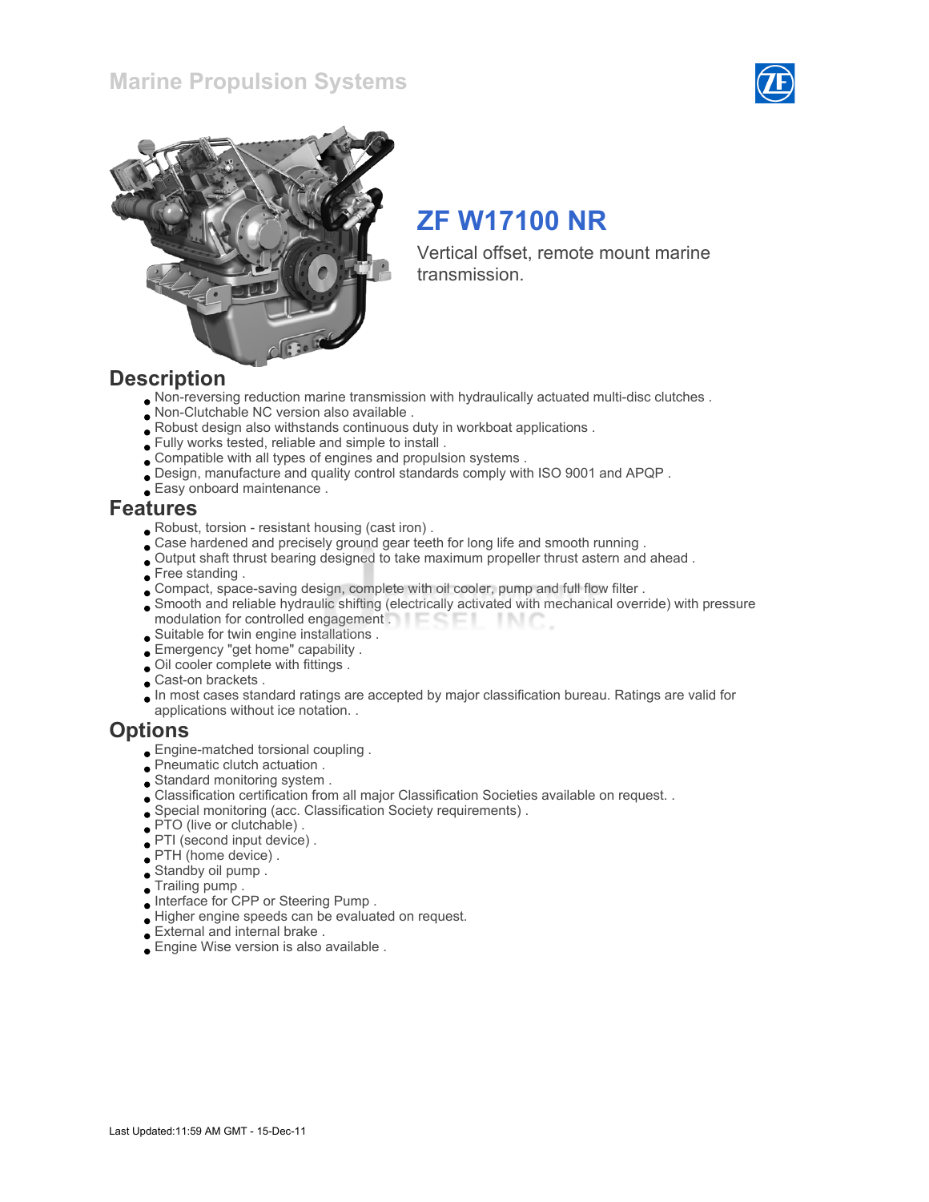# Marine Propulsion Systems

## ZF W17100 NR

Vertical offset, remote mount marine transmission.

## Description

- Non-reversing reduction marine transmission with hydraulically actuated multi-disc clutches .
- Non-Clutchable NC version also available .
- Robust design also withstands continuous duty in workboat applications .
- Fully works tested, reliable and simple to install .
- Compatible with all types of engines and propulsion systems .
- Design, manufacture and quality control standards comply with ISO 9001 and APQP .
- Easy onboard maintenance .

## Features

- Robust, torsion - resistant housing (cast iron) .
- Case hardened and precisely ground gear teeth for long life and smooth running .
- Output shaft thrust bearing designed to take maximum propeller thrust astern and ahead .
- Free standing .
- Compact, space-saving design, complete with oil cooler, pump and full flow filter .
- Smooth and reliable hydraulic shifting (electrically activated with mechanical override) with pressure modulation for controlled engagement .
- Suitable for twin engine installations .
- Emergency "get home" capability .
- Oil cooler complete with fittings .
- Cast-on brackets .
- In most cases standard ratings are accepted by major classification bureau. Ratings are valid for applications without ice notation. .

## Options

- Engine-matched torsional coupling .
- Pneumatic clutch actuation .
- Standard monitoring system .
- Classification certification from all major Classification Societies available on request. .
- Special monitoring (acc. Classification Society requirements) .
- PTO (live or clutchable) .
- PTI (second input device) .
- PTH (home device) .
- Standby oil pump .
- Trailing pump .
- Interface for CPP or Steering Pump .
- Higher engine speeds can be evaluated on request.
- External and internal brake .
- Engine Wise version is also available .

Last Updated:11:59 AM GMT - 15-Dec-11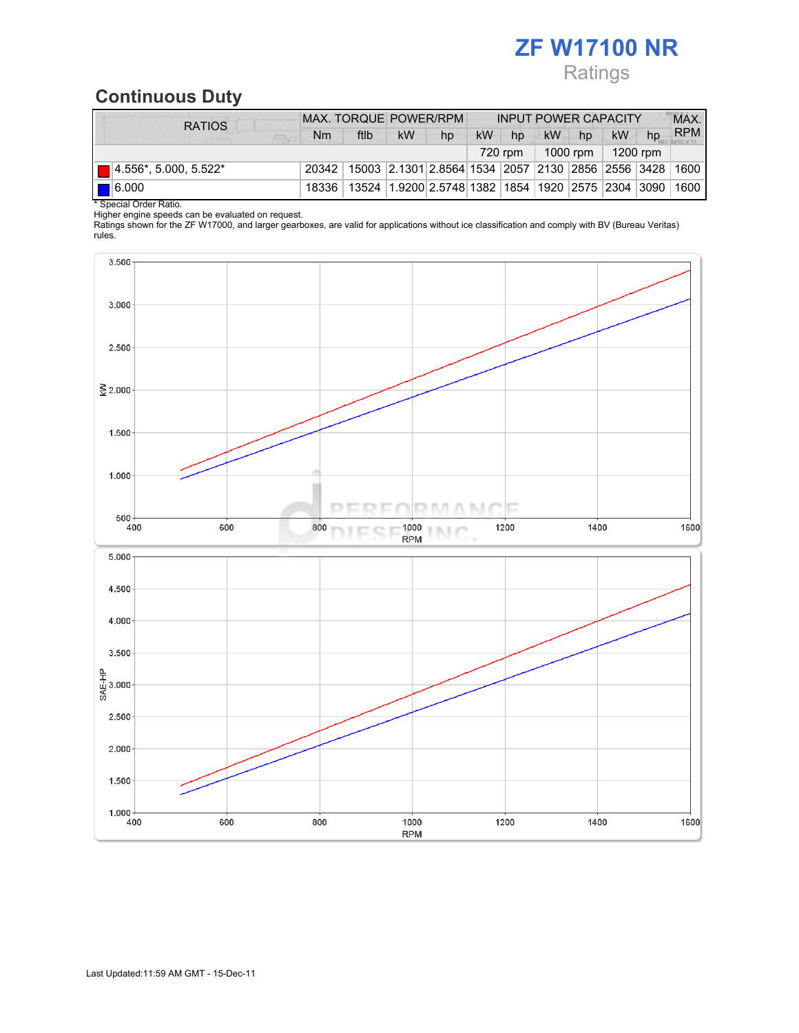# ZF W17100 NR

Ratings

## Continuous Duty

| RATIOS | MAX. TORQUE | | POWER/RPM | | INPUT POWER CAPACITY | | | | | | MAX. RPM |
|---|---|---|---|---|---|---|---|---|---|---|---|
| | Nm | ftlb | kW | hp | kW | hp | kW | hp | kW | hp | |
| | | | | | 720 rpm | | 1000 rpm | | 1200 rpm | | |
| 4.556*, 5.000, 5.522* | 20342 | 15003 | 2.1301 | 2.8564 | 1534 | 2057 | 2130 | 2856 | 2556 | 3428 | 1600 |
| 6.000 | 18336 | 13524 | 1.9200 | 2.5748 | 1382 | 1854 | 1920 | 2575 | 2304 | 3090 | 1600 |

* Special Order Ratio.
Higher engine speeds can be evaluated on request.
Ratings shown for the ZF W17000, and larger gearboxes, are valid for applications without ice classification and comply with BV (Bureau Veritas) rules.

Last Updated:11:59 AM GMT - 15-Dec-11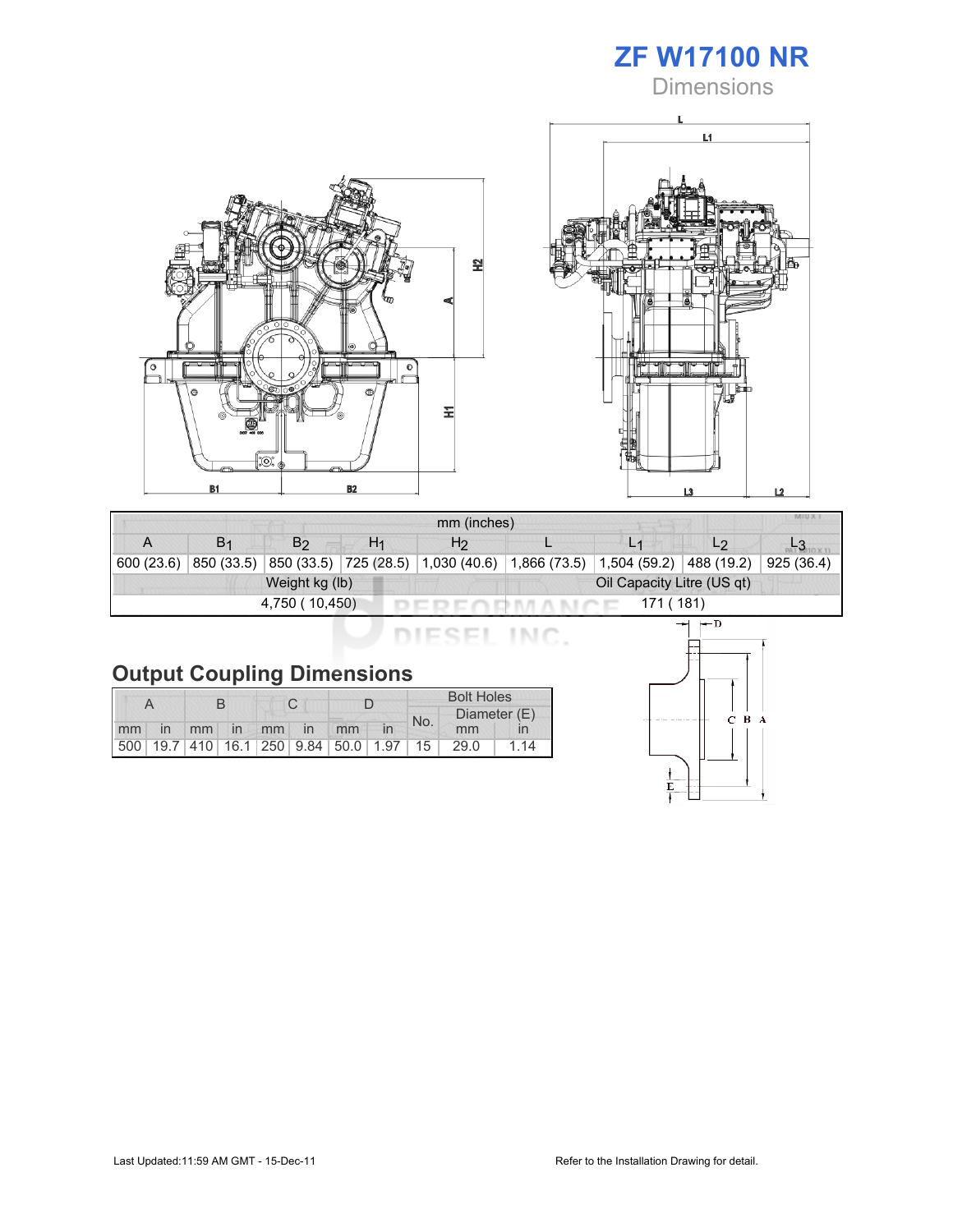# ZF W17100 NR

## Dimensions

| mm (inches) | | | | | | | | |
|---|---|---|---|---|---|---|---|---|
| A | $B_1$ | $B_2$ | $H_1$ | $H_2$ | L | $L_1$ | $L_2$ | $L_3$ |
| 600 (23.6) | 850 (33.5) | 850 (33.5) | 725 (28.5) | 1,030 (40.6) | 1,866 (73.5) | 1,504 (59.2) | 488 (19.2) | 925 (36.4) |
| Weight kg (lb) | | | | | Oil Capacity Litre (US qt) | | | |
| 4,750 ( 10,450) | | | | | 171 ( 181) | | | |

## Output Coupling Dimensions

| A | | B | | C | | D | | Bolt Holes | | |
|---|---|---|---|---|---|---|---|---|---|---|
| | | | | | | | | No. | Diameter (E) | |
| mm | in | mm | in | mm | in | mm | in | | mm | in |
| 500 | 19.7 | 410 | 16.1 | 250 | 9.84 | 50.0 | 1.97 | 15 | 29.0 | 1.14 |

Last Updated:11:59 AM GMT - 15-Dec-11

Refer to the Installation Drawing for detail.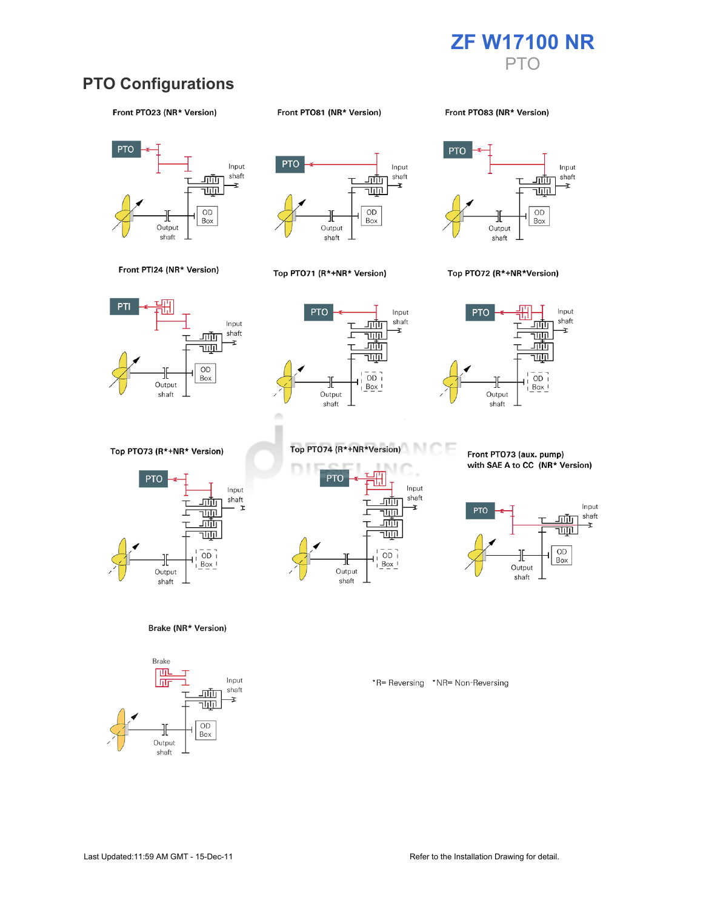# ZF W17100 NR

PTO

## PTO Configurations

**Front PTO23 (NR* Version)**

PTO

Input shaft

OD Box

Output shaft

**Front PTO81 (NR* Version)**

PTO

Input shaft

OD Box

Output shaft

**Front PTO83 (NR* Version)**

PTO

Input shaft

OD Box

Output shaft

**Front PTI24 (NR* Version)**

PTI

Input shaft

OD Box

Output shaft

**Top PTO71 (R*+NR* Version)**

PTO

Input shaft

OD Box

Output shaft

**Top PTO72 (R*+NR*Version)**

PTO

Input shaft

OD Box

Output shaft

**Top PTO73 (R*+NR* Version)**

PTO

Input shaft

OD Box

Output shaft

**Top PTO74 (R*+NR*Version)**

PTO

Input shaft

OD Box

Output shaft

**Front PTO73 (aux. pump) with SAE A to CC (NR* Version)**

PTO

Input shaft

OD Box

Output shaft

**Brake (NR* Version)**

Brake

Input shaft

OD Box

Output shaft

*R= Reversing *NR= Non-Reversing

Last Updated:11:59 AM GMT - 15-Dec-11

Refer to the Installation Drawing for detail.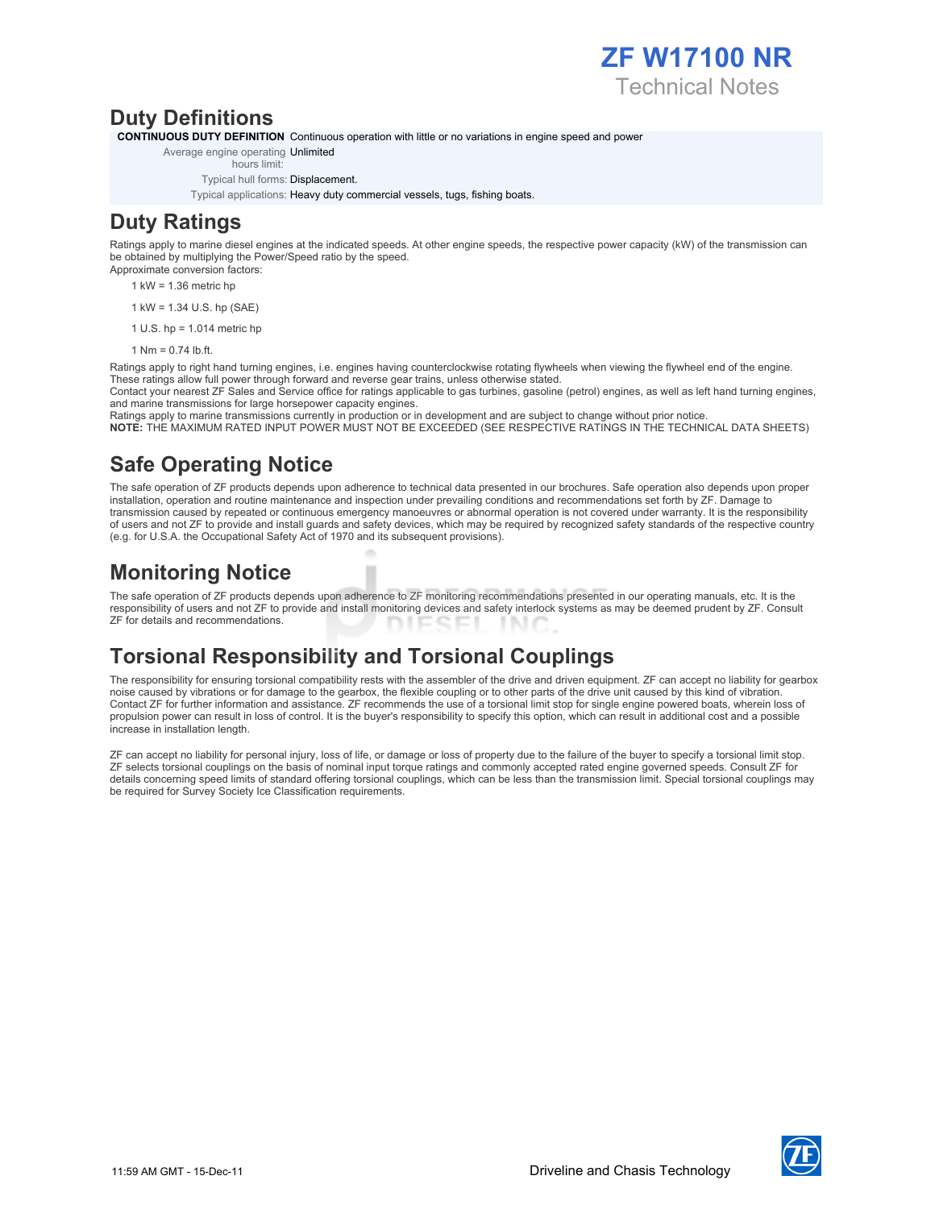# ZF W17100 NR
Technical Notes

## Duty Definitions

| | |
|---|---|
| **CONTINUOUS DUTY DEFINITION** | Continuous operation with little or no variations in engine speed and power |
| Average engine operating hours limit: | Unlimited |
| Typical hull forms: | Displacement. |
| Typical applications: | Heavy duty commercial vessels, tugs, fishing boats. |

## Duty Ratings

Ratings apply to marine diesel engines at the indicated speeds. At other engine speeds, the respective power capacity (kW) of the transmission can be obtained by multiplying the Power/Speed ratio by the speed.
Approximate conversion factors:

1 kW = 1.36 metric hp

1 kW = 1.34 U.S. hp (SAE)

1 U.S. hp = 1.014 metric hp

1 Nm = 0.74 lb.ft.

Ratings apply to right hand turning engines, i.e. engines having counterclockwise rotating flywheels when viewing the flywheel end of the engine. These ratings allow full power through forward and reverse gear trains, unless otherwise stated.
Contact your nearest ZF Sales and Service office for ratings applicable to gas turbines, gasoline (petrol) engines, as well as left hand turning engines, and marine transmissions for large horsepower capacity engines.
Ratings apply to marine transmissions currently in production or in development and are subject to change without prior notice.
**NOTE:** THE MAXIMUM RATED INPUT POWER MUST NOT BE EXCEEDED (SEE RESPECTIVE RATINGS IN THE TECHNICAL DATA SHEETS)

## Safe Operating Notice

The safe operation of ZF products depends upon adherence to technical data presented in our brochures. Safe operation also depends upon proper installation, operation and routine maintenance and inspection under prevailing conditions and recommendations set forth by ZF. Damage to transmission caused by repeated or continuous emergency manoeuvres or abnormal operation is not covered under warranty. It is the responsibility of users and not ZF to provide and install guards and safety devices, which may be required by recognized safety standards of the respective country (e.g. for U.S.A. the Occupational Safety Act of 1970 and its subsequent provisions).

## Monitoring Notice

The safe operation of ZF products depends upon adherence to ZF monitoring recommendations presented in our operating manuals, etc. It is the responsibility of users and not ZF to provide and install monitoring devices and safety interlock systems as may be deemed prudent by ZF. Consult ZF for details and recommendations.

## Torsional Responsibility and Torsional Couplings

The responsibility for ensuring torsional compatibility rests with the assembler of the drive and driven equipment. ZF can accept no liability for gearbox noise caused by vibrations or for damage to the gearbox, the flexible coupling or to other parts of the drive unit caused by this kind of vibration. Contact ZF for further information and assistance. ZF recommends the use of a torsional limit stop for single engine powered boats, wherein loss of propulsion power can result in loss of control. It is the buyer's responsibility to specify this option, which can result in additional cost and a possible increase in installation length.

ZF can accept no liability for personal injury, loss of life, or damage or loss of property due to the failure of the buyer to specify a torsional limit stop. ZF selects torsional couplings on the basis of nominal input torque ratings and commonly accepted rated engine governed speeds. Consult ZF for details concerning speed limits of standard offering torsional couplings, which can be less than the transmission limit. Special torsional couplings may be required for Survey Society Ice Classification requirements.